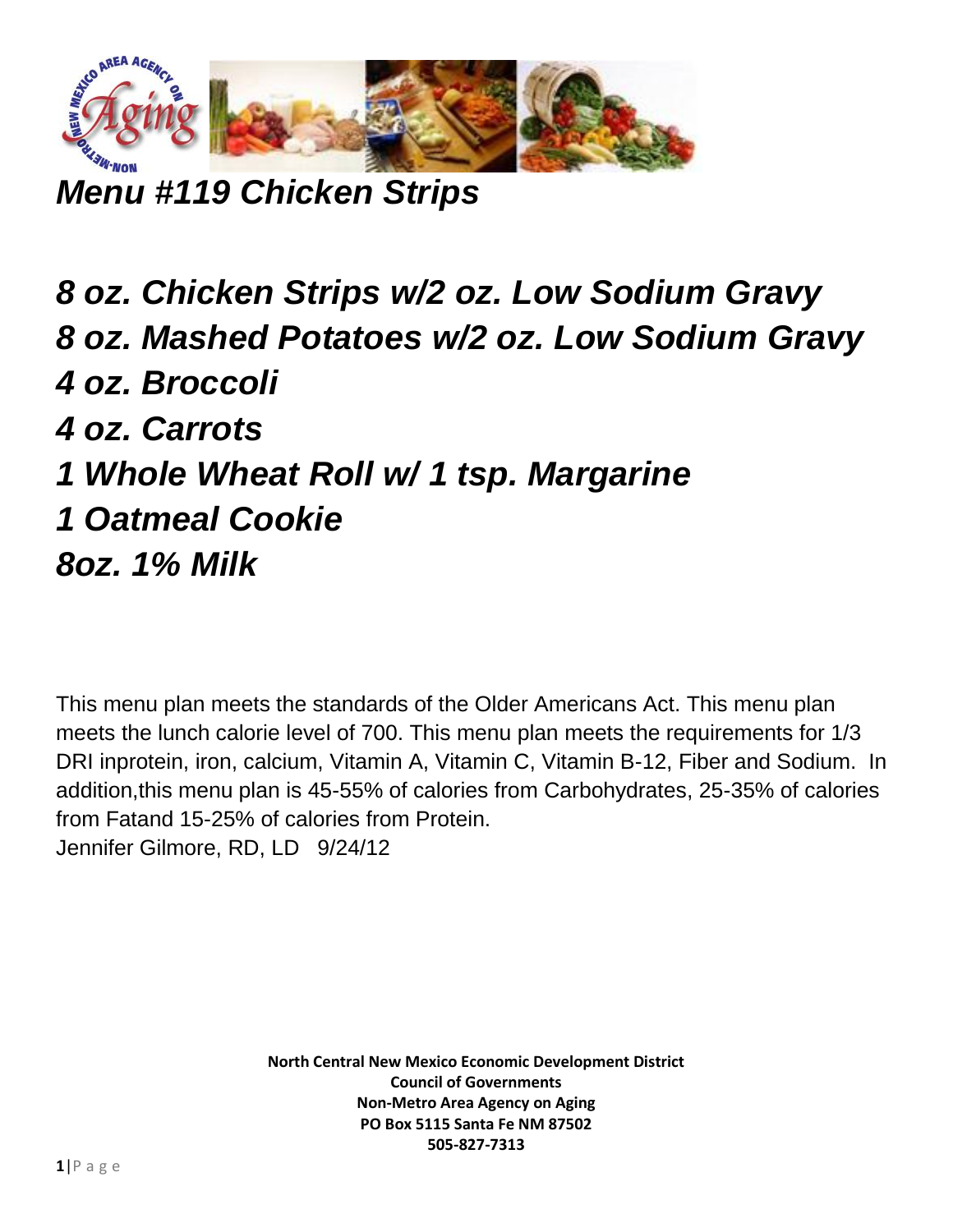# *Menu #119 Chicken Strips*

## *8 oz. Chicken Strips w/2 oz. Low Sodium Gravy*
## *8 oz. Mashed Potatoes w/2 oz. Low Sodium Gravy*
## *4 oz. Broccoli*
## *4 oz. Carrots*
## *1 Whole Wheat Roll w/ 1 tsp. Margarine*
## *1 Oatmeal Cookie*
## *8oz. 1% Milk*

This menu plan meets the standards of the Older Americans Act. This menu plan meets the lunch calorie level of 700. This menu plan meets the requirements for 1/3 DRI inprotein, iron, calcium, Vitamin A, Vitamin C, Vitamin B-12, Fiber and Sodium. In addition,this menu plan is 45-55% of calories from Carbohydrates, 25-35% of calories from Fatand 15-25% of calories from Protein.
Jennifer Gilmore, RD, LD 9/24/12

**North Central New Mexico Economic Development District**
**Council of Governments**
**Non-Metro Area Agency on Aging**
**PO Box 5115 Santa Fe NM 87502**
**505-827-7313**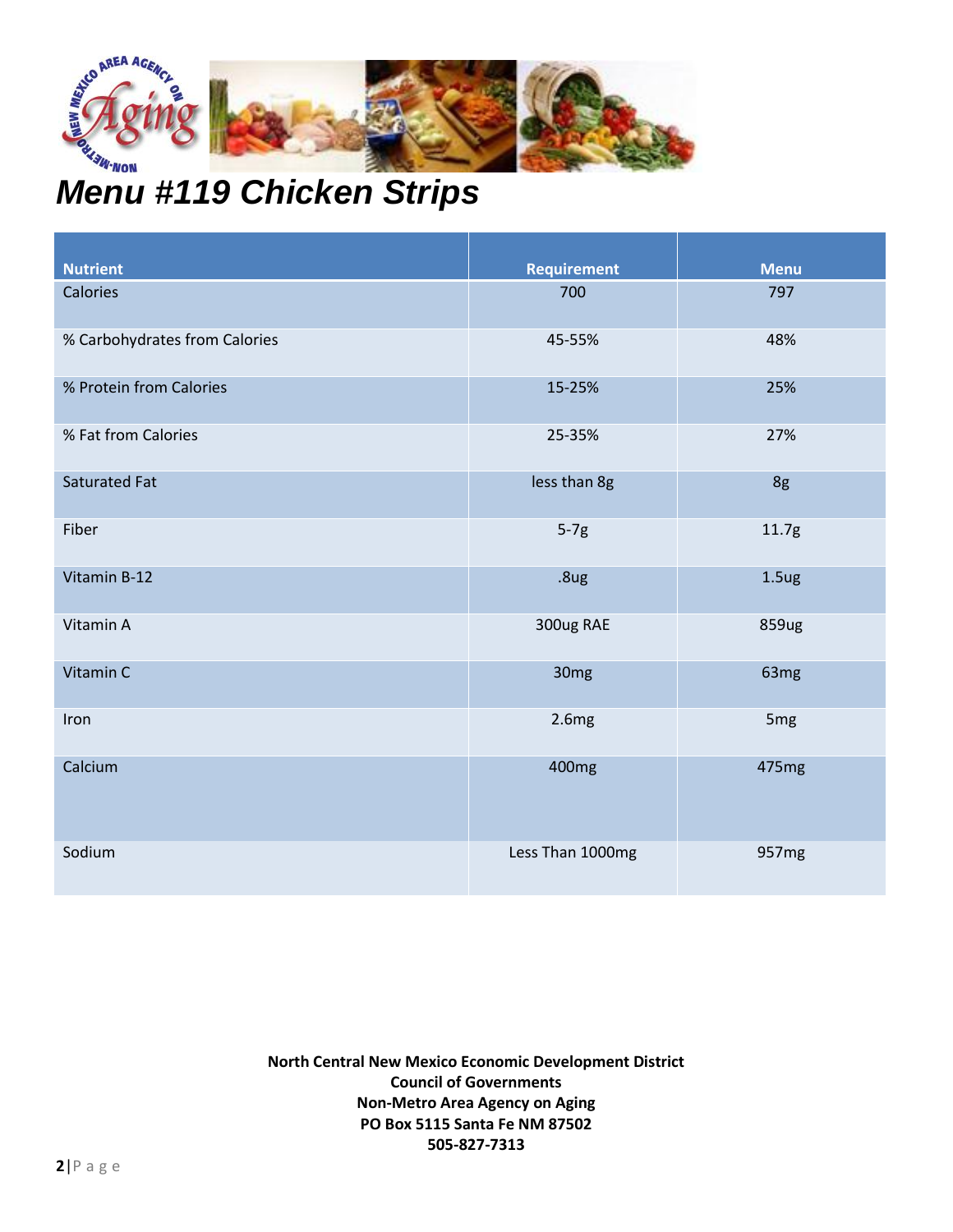# *Menu #119 Chicken Strips*

| Nutrient | Requirement | Menu |
|---|---|---|
| Calories | 700 | 797 |
| % Carbohydrates from Calories | 45-55% | 48% |
| % Protein from Calories | 15-25% | 25% |
| % Fat from Calories | 25-35% | 27% |
| Saturated Fat | less than 8g | 8g |
| Fiber | 5-7g | 11.7g |
| Vitamin B-12 | .8ug | 1.5ug |
| Vitamin A | 300ug RAE | 859ug |
| Vitamin C | 30mg | 63mg |
| Iron | 2.6mg | 5mg |
| Calcium | 400mg | 475mg |
| Sodium | Less Than 1000mg | 957mg |

**North Central New Mexico Economic Development District**
**Council of Governments**
**Non-Metro Area Agency on Aging**
**PO Box 5115 Santa Fe NM 87502**
**505-827-7313**